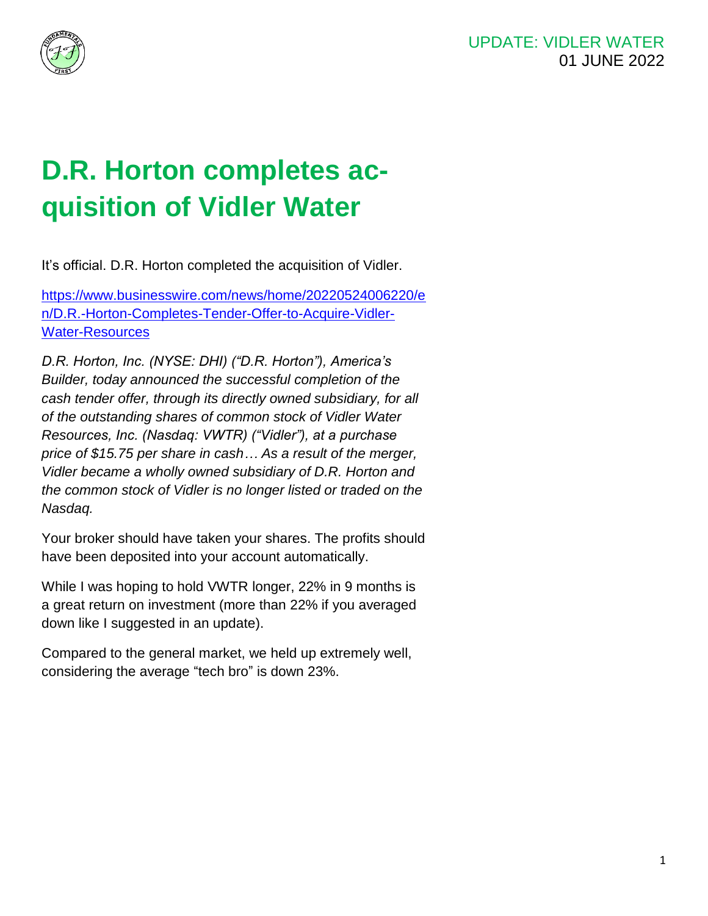UPDATE: VIDLER WATER
01 JUNE 2022

# D.R. Horton completes acquisition of Vidler Water

It's official. D.R. Horton completed the acquisition of Vidler.

https://www.businesswire.com/news/home/20220524006220/en/D.R.-Horton-Completes-Tender-Offer-to-Acquire-Vidler-Water-Resources

*D.R. Horton, Inc. (NYSE: DHI) ("D.R. Horton"), America's Builder, today announced the successful completion of the cash tender offer, through its directly owned subsidiary, for all of the outstanding shares of common stock of Vidler Water Resources, Inc. (Nasdaq: VWTR) ("Vidler"), at a purchase price of $15.75 per share in cash… As a result of the merger, Vidler became a wholly owned subsidiary of D.R. Horton and the common stock of Vidler is no longer listed or traded on the Nasdaq.*

Your broker should have taken your shares. The profits should have been deposited into your account automatically.

While I was hoping to hold VWTR longer, 22% in 9 months is a great return on investment (more than 22% if you averaged down like I suggested in an update).

Compared to the general market, we held up extremely well, considering the average "tech bro" is down 23%.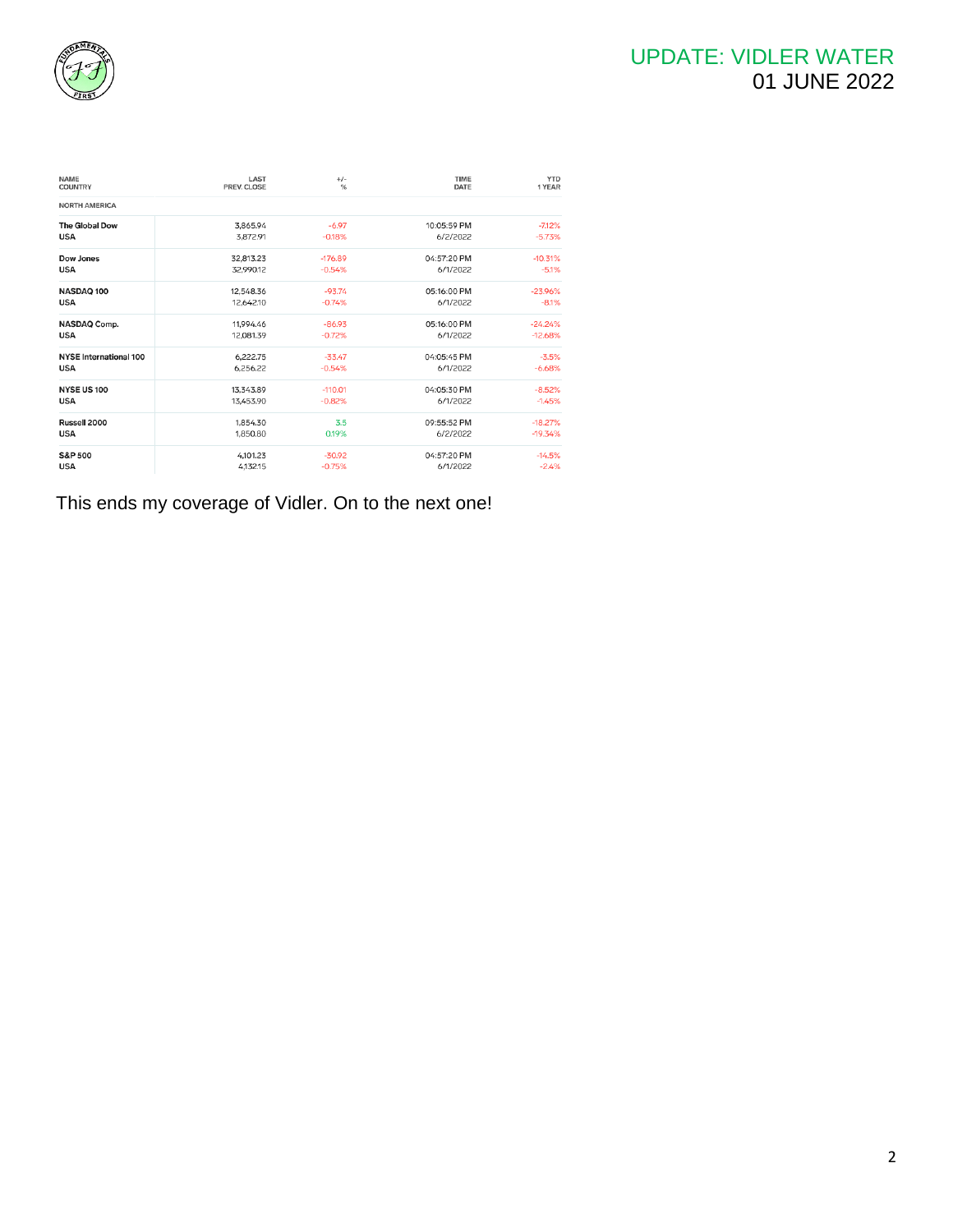# UPDATE: VIDLER WATER
01 JUNE 2022

| NAME<br>COUNTRY | LAST<br>PREV. CLOSE | +/-<br>% | TIME<br>DATE | YTD<br>1 YEAR |
|---|---|---|---|---|
| NORTH AMERICA | | | | |
| The Global Dow<br>USA | 3,865.94<br>3,872.91 | -6.97<br>-0.18% | 10:05:59 PM<br>6/2/2022 | -7.12%<br>-5.73% |
| Dow Jones<br>USA | 32,813.23<br>32,990.12 | -176.89<br>-0.54% | 04:57:20 PM<br>6/1/2022 | -10.31%<br>-5.1% |
| NASDAQ 100<br>USA | 12,548.36<br>12,642.10 | -93.74<br>-0.74% | 05:16:00 PM<br>6/1/2022 | -23.96%<br>-8.1% |
| NASDAQ Comp.<br>USA | 11,994.46<br>12,081.39 | -86.93<br>-0.72% | 05:16:00 PM<br>6/1/2022 | -24.24%<br>-12.68% |
| NYSE International 100<br>USA | 6,222.75<br>6,256.22 | -33.47<br>-0.54% | 04:05:45 PM<br>6/1/2022 | -3.5%<br>-6.68% |
| NYSE US 100<br>USA | 13,343.89<br>13,453.90 | -110.01<br>-0.82% | 04:05:30 PM<br>6/1/2022 | -8.52%<br>-1.45% |
| Russell 2000<br>USA | 1,854.30<br>1,850.80 | 3.5<br>0.19% | 09:55:52 PM<br>6/2/2022 | -18.27%<br>-19.34% |
| S&P 500<br>USA | 4,101.23<br>4,132.15 | -30.92<br>-0.75% | 04:57:20 PM<br>6/1/2022 | -14.5%<br>-2.4% |

This ends my coverage of Vidler. On to the next one!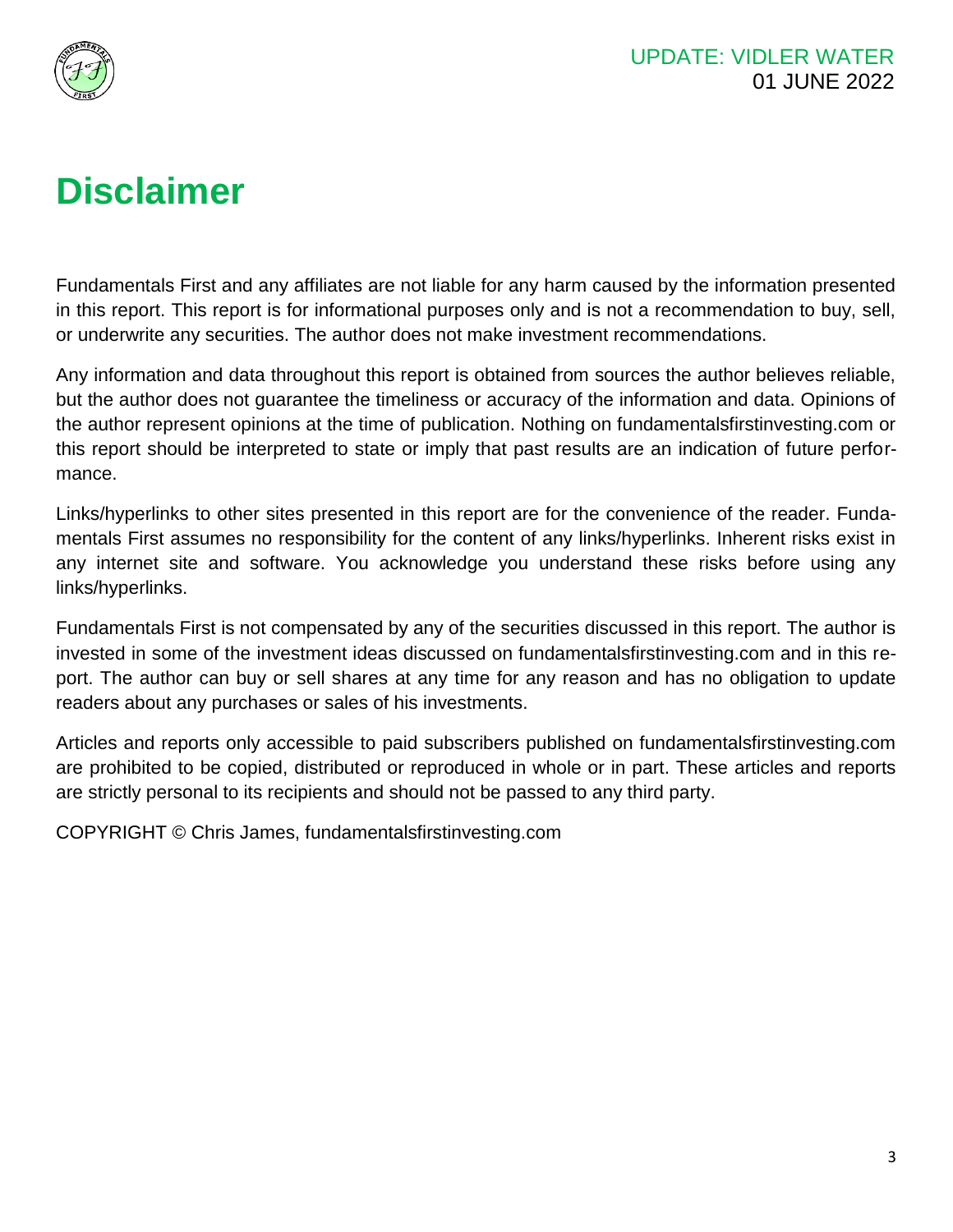# Disclaimer

Fundamentals First and any affiliates are not liable for any harm caused by the information presented in this report. This report is for informational purposes only and is not a recommendation to buy, sell, or underwrite any securities. The author does not make investment recommendations.

Any information and data throughout this report is obtained from sources the author believes reliable, but the author does not guarantee the timeliness or accuracy of the information and data. Opinions of the author represent opinions at the time of publication. Nothing on fundamentalsfirstinvesting.com or this report should be interpreted to state or imply that past results are an indication of future performance.

Links/hyperlinks to other sites presented in this report are for the convenience of the reader. Fundamentals First assumes no responsibility for the content of any links/hyperlinks. Inherent risks exist in any internet site and software. You acknowledge you understand these risks before using any links/hyperlinks.

Fundamentals First is not compensated by any of the securities discussed in this report. The author is invested in some of the investment ideas discussed on fundamentalsfirstinvesting.com and in this report. The author can buy or sell shares at any time for any reason and has no obligation to update readers about any purchases or sales of his investments.

Articles and reports only accessible to paid subscribers published on fundamentalsfirstinvesting.com are prohibited to be copied, distributed or reproduced in whole or in part. These articles and reports are strictly personal to its recipients and should not be passed to any third party.

COPYRIGHT © Chris James, fundamentalsfirstinvesting.com